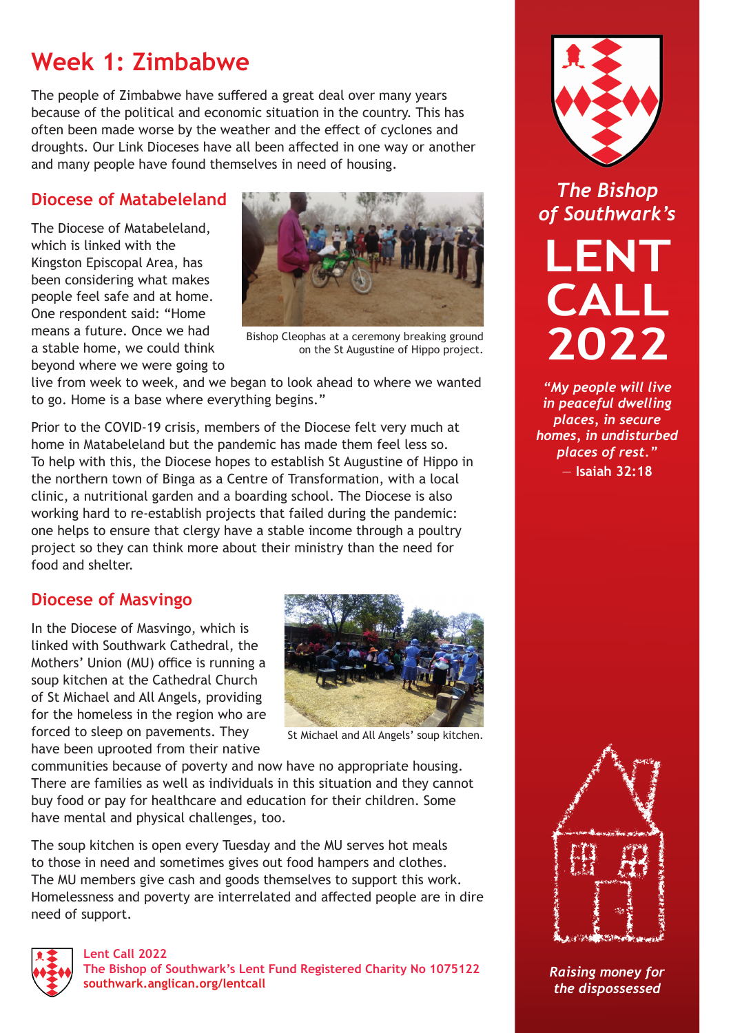# Week 1: Zimbabwe

The people of Zimbabwe have suffered a great deal over many years because of the political and economic situation in the country. This has often been made worse by the weather and the effect of cyclones and droughts. Our Link Dioceses have all been affected in one way or another and many people have found themselves in need of housing.

## Diocese of Matabeleland

The Diocese of Matabeleland, which is linked with the Kingston Episcopal Area, has been considering what makes people feel safe and at home. One respondent said: "Home means a future. Once we had a stable home, we could think beyond where we were going to live from week to week, and we began to look ahead to where we wanted to go. Home is a base where everything begins."

Bishop Cleophas at a ceremony breaking ground on the St Augustine of Hippo project.

Prior to the COVID-19 crisis, members of the Diocese felt very much at home in Matabeleland but the pandemic has made them feel less so. To help with this, the Diocese hopes to establish St Augustine of Hippo in the northern town of Binga as a Centre of Transformation, with a local clinic, a nutritional garden and a boarding school. The Diocese is also working hard to re-establish projects that failed during the pandemic: one helps to ensure that clergy have a stable income through a poultry project so they can think more about their ministry than the need for food and shelter.

## Diocese of Masvingo

In the Diocese of Masvingo, which is linked with Southwark Cathedral, the Mothers' Union (MU) office is running a soup kitchen at the Cathedral Church of St Michael and All Angels, providing for the homeless in the region who are forced to sleep on pavements. They have been uprooted from their native communities because of poverty and now have no appropriate housing. There are families as well as individuals in this situation and they cannot buy food or pay for healthcare and education for their children. Some have mental and physical challenges, too.

St Michael and All Angels' soup kitchen.

The soup kitchen is open every Tuesday and the MU serves hot meals to those in need and sometimes gives out food hampers and clothes. The MU members give cash and goods themselves to support this work. Homelessness and poverty are interrelated and affected people are in dire need of support.

**Lent Call 2022**
**The Bishop of Southwark's Lent Fund Registered Charity No 1075122**
**southwark.anglican.org/lentcall**

---

*The Bishop of Southwark's*

# LENT CALL 2022

*"My people will live in peaceful dwelling places, in secure homes, in undisturbed places of rest."*
— **Isaiah 32:18**

*Raising money for the dispossessed*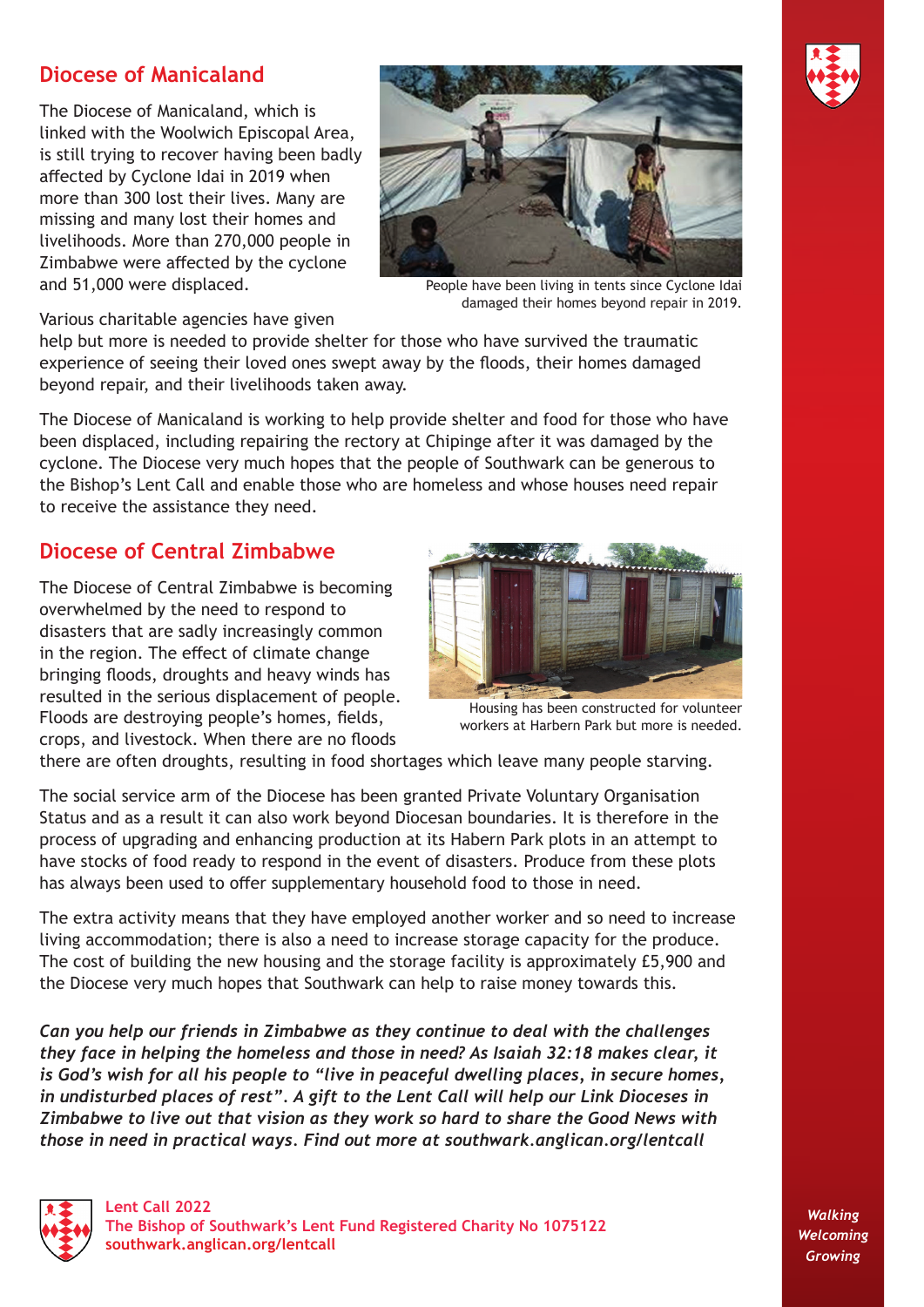## Diocese of Manicaland

The Diocese of Manicaland, which is linked with the Woolwich Episcopal Area, is still trying to recover having been badly affected by Cyclone Idai in 2019 when more than 300 lost their lives. Many are missing and many lost their homes and livelihoods. More than 270,000 people in Zimbabwe were affected by the cyclone and 51,000 were displaced.

People have been living in tents since Cyclone Idai damaged their homes beyond repair in 2019.

Various charitable agencies have given help but more is needed to provide shelter for those who have survived the traumatic experience of seeing their loved ones swept away by the floods, their homes damaged beyond repair, and their livelihoods taken away.

The Diocese of Manicaland is working to help provide shelter and food for those who have been displaced, including repairing the rectory at Chipinge after it was damaged by the cyclone. The Diocese very much hopes that the people of Southwark can be generous to the Bishop's Lent Call and enable those who are homeless and whose houses need repair to receive the assistance they need.

## Diocese of Central Zimbabwe

The Diocese of Central Zimbabwe is becoming overwhelmed by the need to respond to disasters that are sadly increasingly common in the region. The effect of climate change bringing floods, droughts and heavy winds has resulted in the serious displacement of people. Floods are destroying people's homes, fields, crops, and livestock. When there are no floods there are often droughts, resulting in food shortages which leave many people starving.

Housing has been constructed for volunteer workers at Harbern Park but more is needed.

The social service arm of the Diocese has been granted Private Voluntary Organisation Status and as a result it can also work beyond Diocesan boundaries. It is therefore in the process of upgrading and enhancing production at its Habern Park plots in an attempt to have stocks of food ready to respond in the event of disasters. Produce from these plots has always been used to offer supplementary household food to those in need.

The extra activity means that they have employed another worker and so need to increase living accommodation; there is also a need to increase storage capacity for the produce. The cost of building the new housing and the storage facility is approximately £5,900 and the Diocese very much hopes that Southwark can help to raise money towards this.

***Can you help our friends in Zimbabwe as they continue to deal with the challenges they face in helping the homeless and those in need? As Isaiah 32:18 makes clear, it is God's wish for all his people to "live in peaceful dwelling places, in secure homes, in undisturbed places of rest". A gift to the Lent Call will help our Link Dioceses in Zimbabwe to live out that vision as they work so hard to share the Good News with those in need in practical ways. Find out more at southwark.anglican.org/lentcall***

**Lent Call 2022**
**The Bishop of Southwark's Lent Fund Registered Charity No 1075122**
**southwark.anglican.org/lentcall**

*Walking Welcoming Growing*